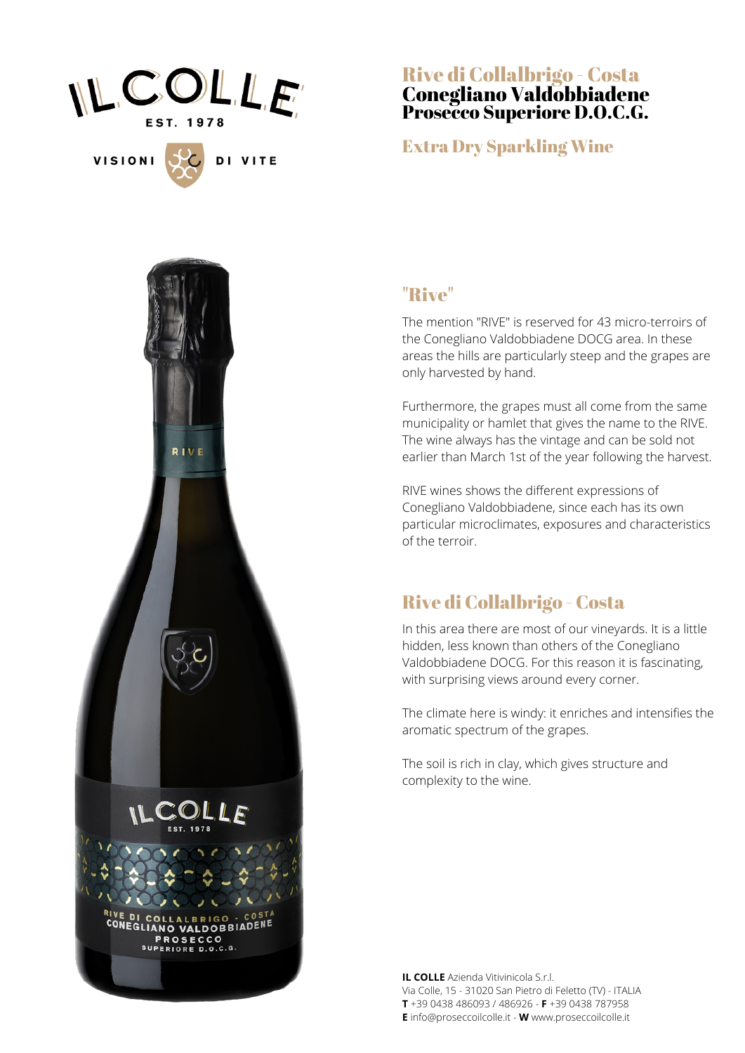# Rive di Collalbrigo - Costa
# Conegliano Valdobbiadene Prosecco Superiore D.O.C.G.

## Extra Dry Sparkling Wine

## "Rive"

The mention "RIVE" is reserved for 43 micro-terroirs of the Conegliano Valdobbiadene DOCG area. In these areas the hills are particularly steep and the grapes are only harvested by hand.

Furthermore, the grapes must all come from the same municipality or hamlet that gives the name to the RIVE. The wine always has the vintage and can be sold not earlier than March 1st of the year following the harvest.

RIVE wines shows the different expressions of Conegliano Valdobbiadene, since each has its own particular microclimates, exposures and characteristics of the terroir.

## Rive di Collalbrigo - Costa

In this area there are most of our vineyards. It is a little hidden, less known than others of the Conegliano Valdobbiadene DOCG. For this reason it is fascinating, with surprising views around every corner.

The climate here is windy: it enriches and intensifies the aromatic spectrum of the grapes.

The soil is rich in clay, which gives structure and complexity to the wine.

**IL COLLE** Azienda Vitivinicola S.r.l.
Via Colle, 15 - 31020 San Pietro di Feletto (TV) - ITALIA
**T** +39 0438 486093 / 486926 - **F** +39 0438 787958
**E** info@proseccoilcolle.it - **W** www.proseccoilcolle.it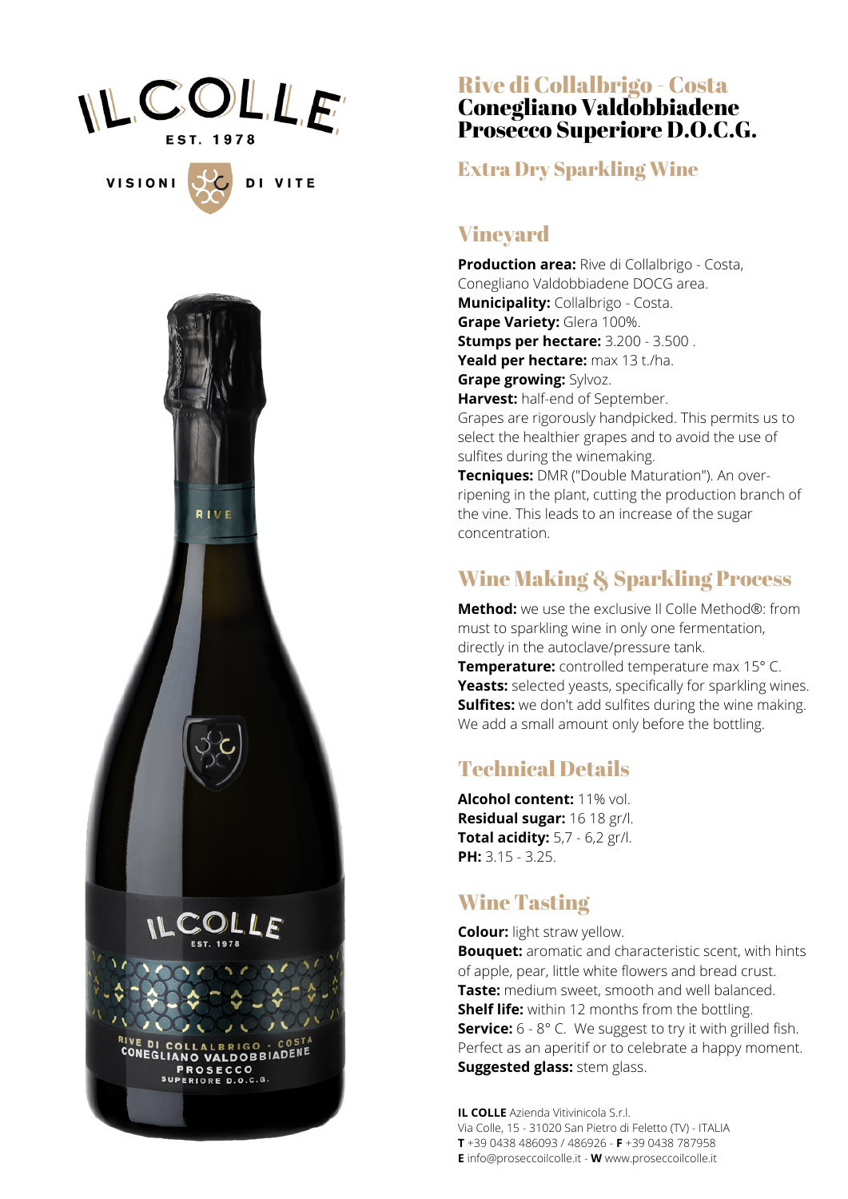# Rive di Collalbrigo - Costa Conegliano Valdobbiadene Prosecco Superiore D.O.C.G.

## Extra Dry Sparkling Wine

## Vineyard

**Production area:** Rive di Collalbrigo - Costa, Conegliano Valdobbiadene DOCG area.
**Municipality:** Collalbrigo - Costa.
**Grape Variety:** Glera 100%.
**Stumps per hectare:** 3.200 - 3.500 .
**Yeald per hectare:** max 13 t./ha.
**Grape growing:** Sylvoz.
**Harvest:** half-end of September.
Grapes are rigorously handpicked. This permits us to select the healthier grapes and to avoid the use of sulfites during the winemaking.
**Tecniques:** DMR ("Double Maturation"). An over-ripening in the plant, cutting the production branch of the vine. This leads to an increase of the sugar concentration.

## Wine Making & Sparkling Process

**Method:** we use the exclusive Il Colle Method®: from must to sparkling wine in only one fermentation, directly in the autoclave/pressure tank.
**Temperature:** controlled temperature max 15° C.
**Yeasts:** selected yeasts, specifically for sparkling wines.
**Sulfites:** we don't add sulfites during the wine making. We add a small amount only before the bottling.

## Technical Details

**Alcohol content:** 11% vol.
**Residual sugar:** 16 18 gr/l.
**Total acidity:** 5,7 - 6,2 gr/l.
**PH:** 3.15 - 3.25.

## Wine Tasting

**Colour:** light straw yellow.
**Bouquet:** aromatic and characteristic scent, with hints of apple, pear, little white flowers and bread crust.
**Taste:** medium sweet, smooth and well balanced.
**Shelf life:** within 12 months from the bottling.
**Service:** 6 - 8° C. We suggest to try it with grilled fish. Perfect as an aperitif or to celebrate a happy moment.
**Suggested glass:** stem glass.

**IL COLLE** Azienda Vitivinicola S.r.l.
Via Colle, 15 - 31020 San Pietro di Feletto (TV) - ITALIA
**T** +39 0438 486093 / 486926 - **F** +39 0438 787958
**E** info@proseccoilcolle.it - **W** www.proseccoilcolle.it